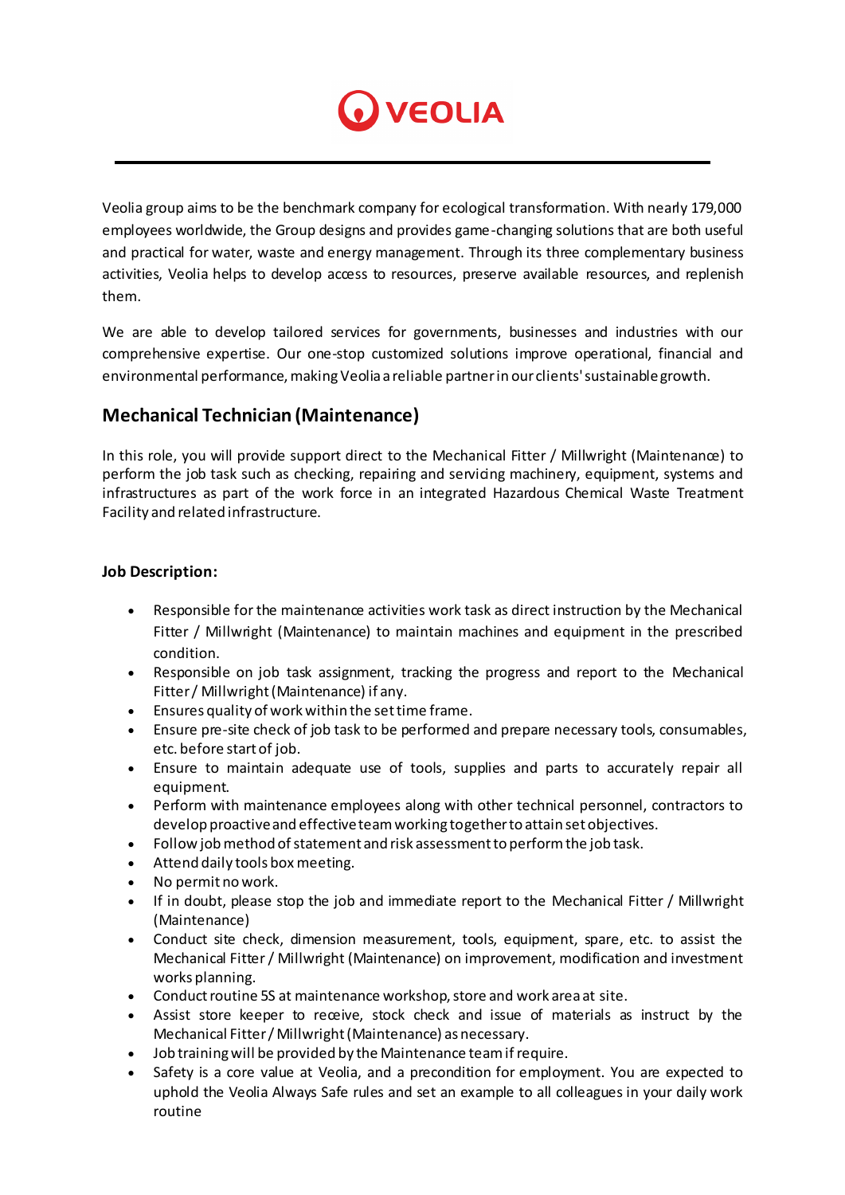VEOLIA

Veolia group aims to be the benchmark company for ecological transformation. With nearly 179,000 employees worldwide, the Group designs and provides game-changing solutions that are both useful and practical for water, waste and energy management. Through its three complementary business activities, Veolia helps to develop access to resources, preserve available resources, and replenish them.

We are able to develop tailored services for governments, businesses and industries with our comprehensive expertise. Our one-stop customized solutions improve operational, financial and environmental performance, making Veolia a reliable partner in our clients' sustainable growth.

## Mechanical Technician (Maintenance)

In this role, you will provide support direct to the Mechanical Fitter / Millwright (Maintenance) to perform the job task such as checking, repairing and servicing machinery, equipment, systems and infrastructures as part of the work force in an integrated Hazardous Chemical Waste Treatment Facility and related infrastructure.

**Job Description:**

- Responsible for the maintenance activities work task as direct instruction by the Mechanical Fitter / Millwright (Maintenance) to maintain machines and equipment in the prescribed condition.
- Responsible on job task assignment, tracking the progress and report to the Mechanical Fitter / Millwright (Maintenance) if any.
- Ensures quality of work within the set time frame.
- Ensure pre-site check of job task to be performed and prepare necessary tools, consumables, etc. before start of job.
- Ensure to maintain adequate use of tools, supplies and parts to accurately repair all equipment.
- Perform with maintenance employees along with other technical personnel, contractors to develop proactive and effective team working together to attain set objectives.
- Follow job method of statement and risk assessment to perform the job task.
- Attend daily tools box meeting.
- No permit no work.
- If in doubt, please stop the job and immediate report to the Mechanical Fitter / Millwright (Maintenance)
- Conduct site check, dimension measurement, tools, equipment, spare, etc. to assist the Mechanical Fitter / Millwright (Maintenance) on improvement, modification and investment works planning.
- Conduct routine 5S at maintenance workshop, store and work area at site.
- Assist store keeper to receive, stock check and issue of materials as instruct by the Mechanical Fitter / Millwright (Maintenance) as necessary.
- Job training will be provided by the Maintenance team if require.
- Safety is a core value at Veolia, and a precondition for employment. You are expected to uphold the Veolia Always Safe rules and set an example to all colleagues in your daily work routine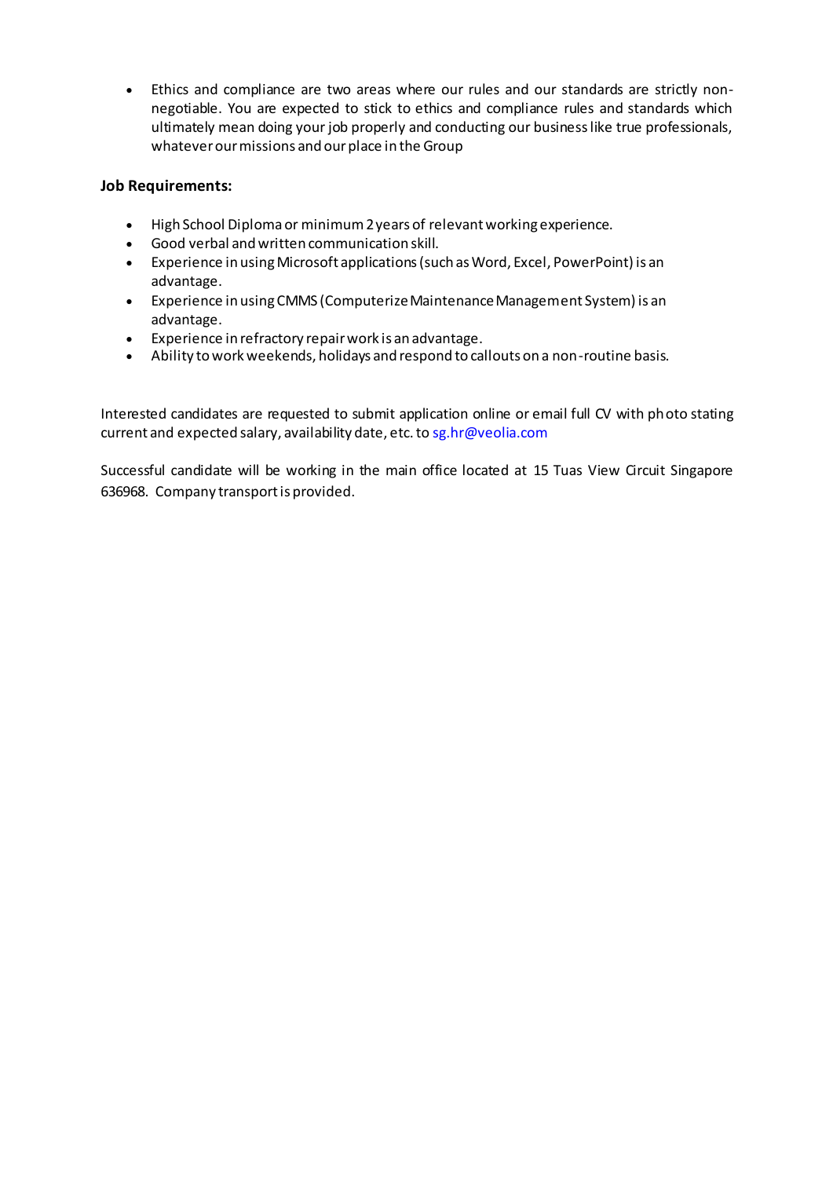- Ethics and compliance are two areas where our rules and our standards are strictly non-negotiable. You are expected to stick to ethics and compliance rules and standards which ultimately mean doing your job properly and conducting our business like true professionals, whatever our missions and our place in the Group

**Job Requirements:**

- High School Diploma or minimum 2 years of relevant working experience.
- Good verbal and written communication skill.
- Experience in using Microsoft applications (such as Word, Excel, PowerPoint) is an advantage.
- Experience in using CMMS (Computerize Maintenance Management System) is an advantage.
- Experience in refractory repair work is an advantage.
- Ability to work weekends, holidays and respond to callouts on a non-routine basis.

Interested candidates are requested to submit application online or email full CV with photo stating current and expected salary, availability date, etc. to sg.hr@veolia.com

Successful candidate will be working in the main office located at 15 Tuas View Circuit Singapore 636968. Company transport is provided.